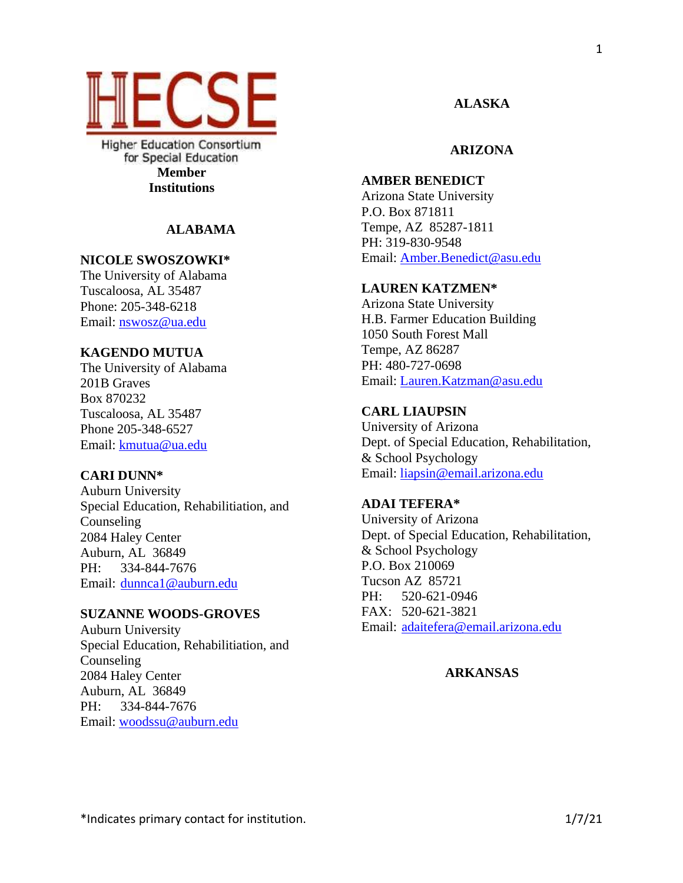# HECSE

Higher Education Consortium for Special Education

**Member Institutions**

## ALABAMA

**NICOLE SWOSZOWKI***
The University of Alabama
Tuscaloosa, AL 35487
Phone: 205-348-6218
Email: nswosz@ua.edu

**KAGENDO MUTUA**
The University of Alabama
201B Graves
Box 870232
Tuscaloosa, AL 35487
Phone 205-348-6527
Email: kmutua@ua.edu

**CARI DUNN***
Auburn University
Special Education, Rehabilitiation, and Counseling
2084 Haley Center
Auburn, AL 36849
PH: 334-844-7676
Email: dunnca1@auburn.edu

**SUZANNE WOODS-GROVES**
Auburn University
Special Education, Rehabilitiation, and Counseling
2084 Haley Center
Auburn, AL 36849
PH: 334-844-7676
Email: woodssu@auburn.edu

## ALASKA

## ARIZONA

**AMBER BENEDICT**
Arizona State University
P.O. Box 871811
Tempe, AZ 85287-1811
PH: 319-830-9548
Email: Amber.Benedict@asu.edu

**LAUREN KATZMEN***
Arizona State University
H.B. Farmer Education Building
1050 South Forest Mall
Tempe, AZ 86287
PH: 480-727-0698
Email: Lauren.Katzman@asu.edu

**CARL LIAUPSIN**
University of Arizona
Dept. of Special Education, Rehabilitation, & School Psychology
Email: liapsin@email.arizona.edu

**ADAI TEFERA***
University of Arizona
Dept. of Special Education, Rehabilitation, & School Psychology
P.O. Box 210069
Tucson AZ 85721
PH: 520-621-0946
FAX: 520-621-3821
Email: adaitefera@email.arizona.edu

## ARKANSAS

*Indicates primary contact for institution.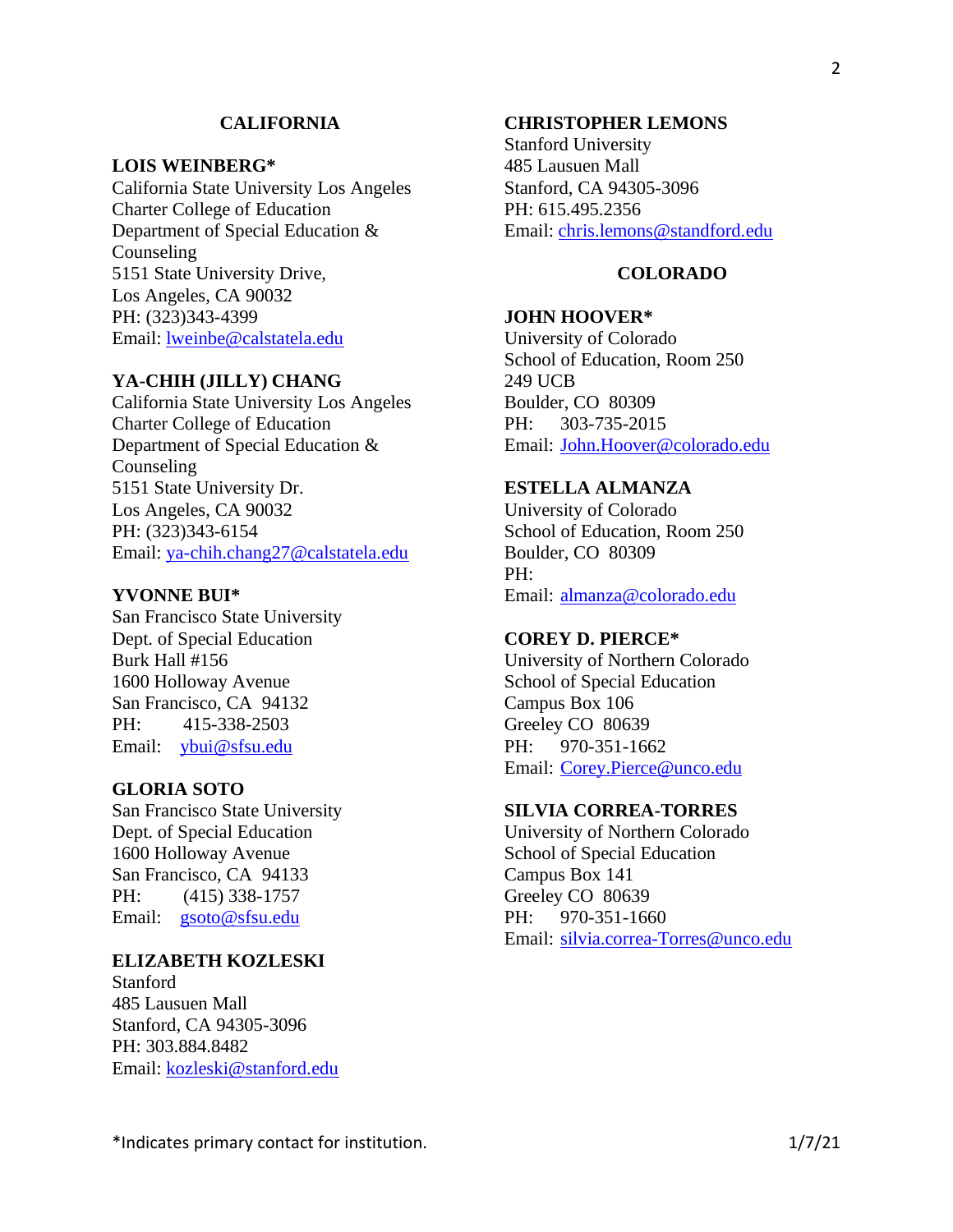## CALIFORNIA

**LOIS WEINBERG***
California State University Los Angeles
Charter College of Education
Department of Special Education & Counseling
5151 State University Drive,
Los Angeles, CA 90032
PH: (323)343-4399
Email: lweinbe@calstatela.edu

**YA-CHIH (JILLY) CHANG**
California State University Los Angeles
Charter College of Education
Department of Special Education & Counseling
5151 State University Dr.
Los Angeles, CA 90032
PH: (323)343-6154
Email: ya-chih.chang27@calstatela.edu

**YVONNE BUI***
San Francisco State University
Dept. of Special Education
Burk Hall #156
1600 Holloway Avenue
San Francisco, CA 94132
PH: 415-338-2503
Email: ybui@sfsu.edu

**GLORIA SOTO**
San Francisco State University
Dept. of Special Education
1600 Holloway Avenue
San Francisco, CA 94133
PH: (415) 338-1757
Email: gsoto@sfsu.edu

**ELIZABETH KOZLESKI**
Stanford
485 Lausuen Mall
Stanford, CA 94305-3096
PH: 303.884.8482
Email: kozleski@stanford.edu

**CHRISTOPHER LEMONS**
Stanford University
485 Lausuen Mall
Stanford, CA 94305-3096
PH: 615.495.2356
Email: chris.lemons@standford.edu

## COLORADO

**JOHN HOOVER***
University of Colorado
School of Education, Room 250
249 UCB
Boulder, CO 80309
PH: 303-735-2015
Email: John.Hoover@colorado.edu

**ESTELLA ALMANZA**
University of Colorado
School of Education, Room 250
Boulder, CO 80309
PH:
Email: almanza@colorado.edu

**COREY D. PIERCE***
University of Northern Colorado
School of Special Education
Campus Box 106
Greeley CO 80639
PH: 970-351-1662
Email: Corey.Pierce@unco.edu

**SILVIA CORREA-TORRES**
University of Northern Colorado
School of Special Education
Campus Box 141
Greeley CO 80639
PH: 970-351-1660
Email: silvia.correa-Torres@unco.edu

*Indicates primary contact for institution.

1/7/21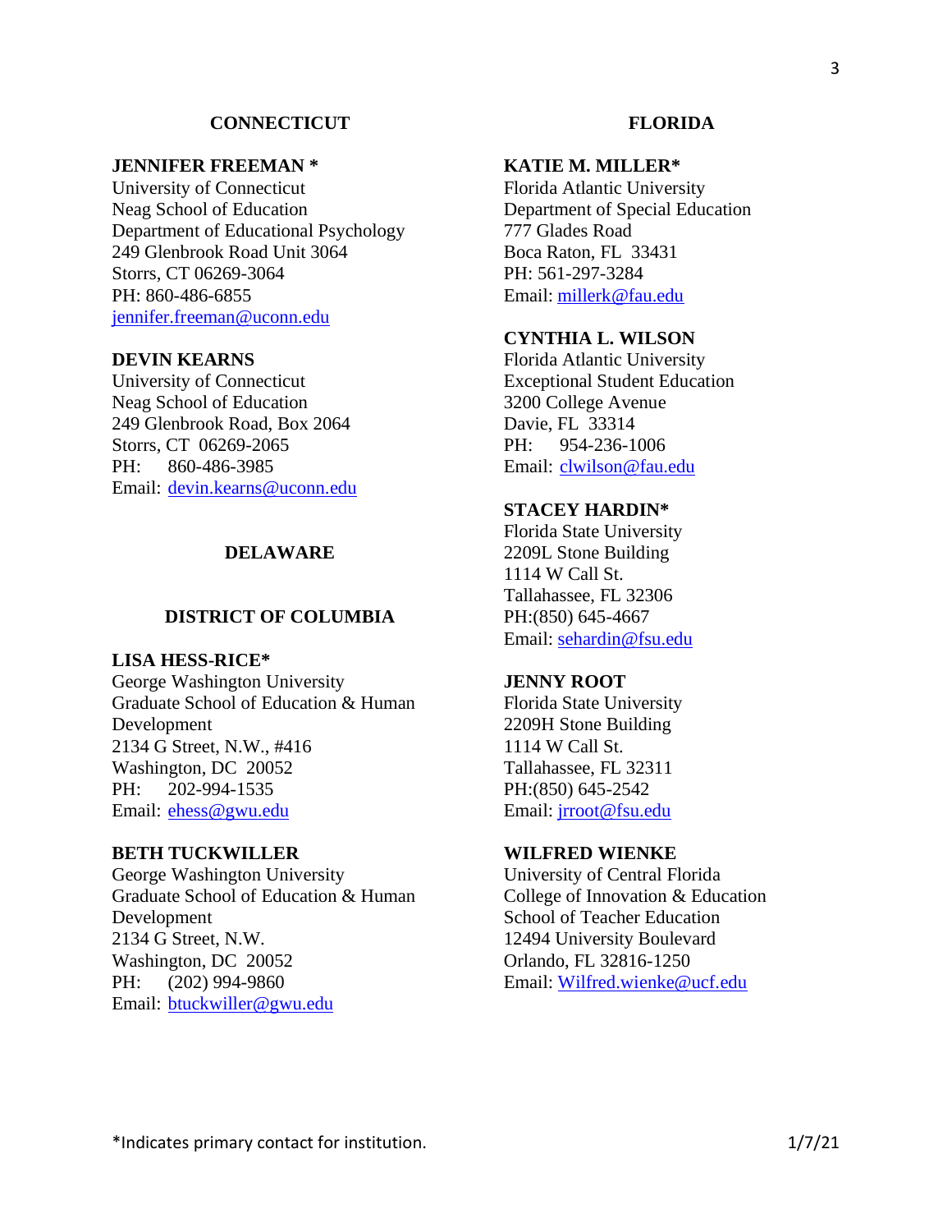## CONNECTICUT

**JENNIFER FREEMAN ***
University of Connecticut
Neag School of Education
Department of Educational Psychology
249 Glenbrook Road Unit 3064
Storrs, CT 06269-3064
PH: 860-486-6855
jennifer.freeman@uconn.edu

**DEVIN KEARNS**
University of Connecticut
Neag School of Education
249 Glenbrook Road, Box 2064
Storrs, CT 06269-2065
PH: 860-486-3985
Email: devin.kearns@uconn.edu

## DELAWARE

## DISTRICT OF COLUMBIA

**LISA HESS-RICE***
George Washington University
Graduate School of Education & Human Development
2134 G Street, N.W., #416
Washington, DC 20052
PH: 202-994-1535
Email: ehess@gwu.edu

**BETH TUCKWILLER**
George Washington University
Graduate School of Education & Human Development
2134 G Street, N.W.
Washington, DC 20052
PH: (202) 994-9860
Email: btuckwiller@gwu.edu

## FLORIDA

**KATIE M. MILLER***
Florida Atlantic University
Department of Special Education
777 Glades Road
Boca Raton, FL 33431
PH: 561-297-3284
Email: millerk@fau.edu

**CYNTHIA L. WILSON**
Florida Atlantic University
Exceptional Student Education
3200 College Avenue
Davie, FL 33314
PH: 954-236-1006
Email: clwilson@fau.edu

**STACEY HARDIN***
Florida State University
2209L Stone Building
1114 W Call St.
Tallahassee, FL 32306
PH:(850) 645-4667
Email: sehardin@fsu.edu

**JENNY ROOT**
Florida State University
2209H Stone Building
1114 W Call St.
Tallahassee, FL 32311
PH:(850) 645-2542
Email: jrroot@fsu.edu

**WILFRED WIENKE**
University of Central Florida
College of Innovation & Education
School of Teacher Education
12494 University Boulevard
Orlando, FL 32816-1250
Email: Wilfred.wienke@ucf.edu

*Indicates primary contact for institution.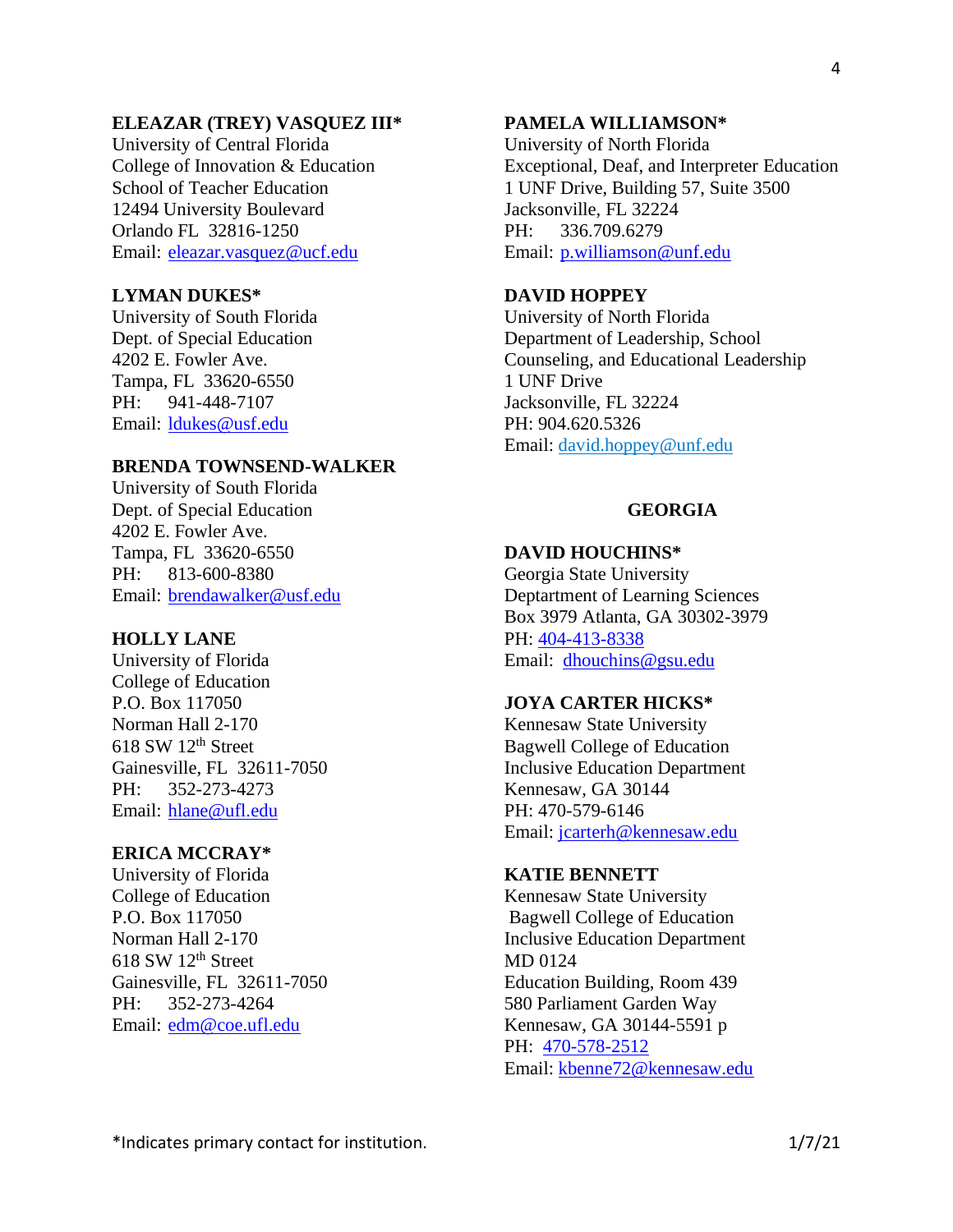**ELEAZAR (TREY) VASQUEZ III***
University of Central Florida
College of Innovation & Education
School of Teacher Education
12494 University Boulevard
Orlando FL 32816-1250
Email: eleazar.vasquez@ucf.edu

**LYMAN DUKES***
University of South Florida
Dept. of Special Education
4202 E. Fowler Ave.
Tampa, FL 33620-6550
PH: 941-448-7107
Email: ldukes@usf.edu

**BRENDA TOWNSEND-WALKER**
University of South Florida
Dept. of Special Education
4202 E. Fowler Ave.
Tampa, FL 33620-6550
PH: 813-600-8380
Email: brendawalker@usf.edu

**HOLLY LANE**
University of Florida
College of Education
P.O. Box 117050
Norman Hall 2-170
618 SW 12th Street
Gainesville, FL 32611-7050
PH: 352-273-4273
Email: hlane@ufl.edu

**ERICA MCCRAY***
University of Florida
College of Education
P.O. Box 117050
Norman Hall 2-170
618 SW 12th Street
Gainesville, FL 32611-7050
PH: 352-273-4264
Email: edm@coe.ufl.edu

**PAMELA WILLIAMSON***
University of North Florida
Exceptional, Deaf, and Interpreter Education
1 UNF Drive, Building 57, Suite 3500
Jacksonville, FL 32224
PH: 336.709.6279
Email: p.williamson@unf.edu

**DAVID HOPPEY**
University of North Florida
Department of Leadership, School Counseling, and Educational Leadership
1 UNF Drive
Jacksonville, FL 32224
PH: 904.620.5326
Email: david.hoppey@unf.edu

## GEORGIA

**DAVID HOUCHINS***
Georgia State University
Deptartment of Learning Sciences
Box 3979 Atlanta, GA 30302-3979
PH: 404-413-8338
Email: dhouchins@gsu.edu

**JOYA CARTER HICKS***
Kennesaw State University
Bagwell College of Education
Inclusive Education Department
Kennesaw, GA 30144
PH: 470-579-6146
Email: jcarterh@kennesaw.edu

**KATIE BENNETT**
Kennesaw State University
Bagwell College of Education
Inclusive Education Department
MD 0124
Education Building, Room 439
580 Parliament Garden Way
Kennesaw, GA 30144-5591 p
PH: 470-578-2512
Email: kbenne72@kennesaw.edu

*Indicates primary contact for institution.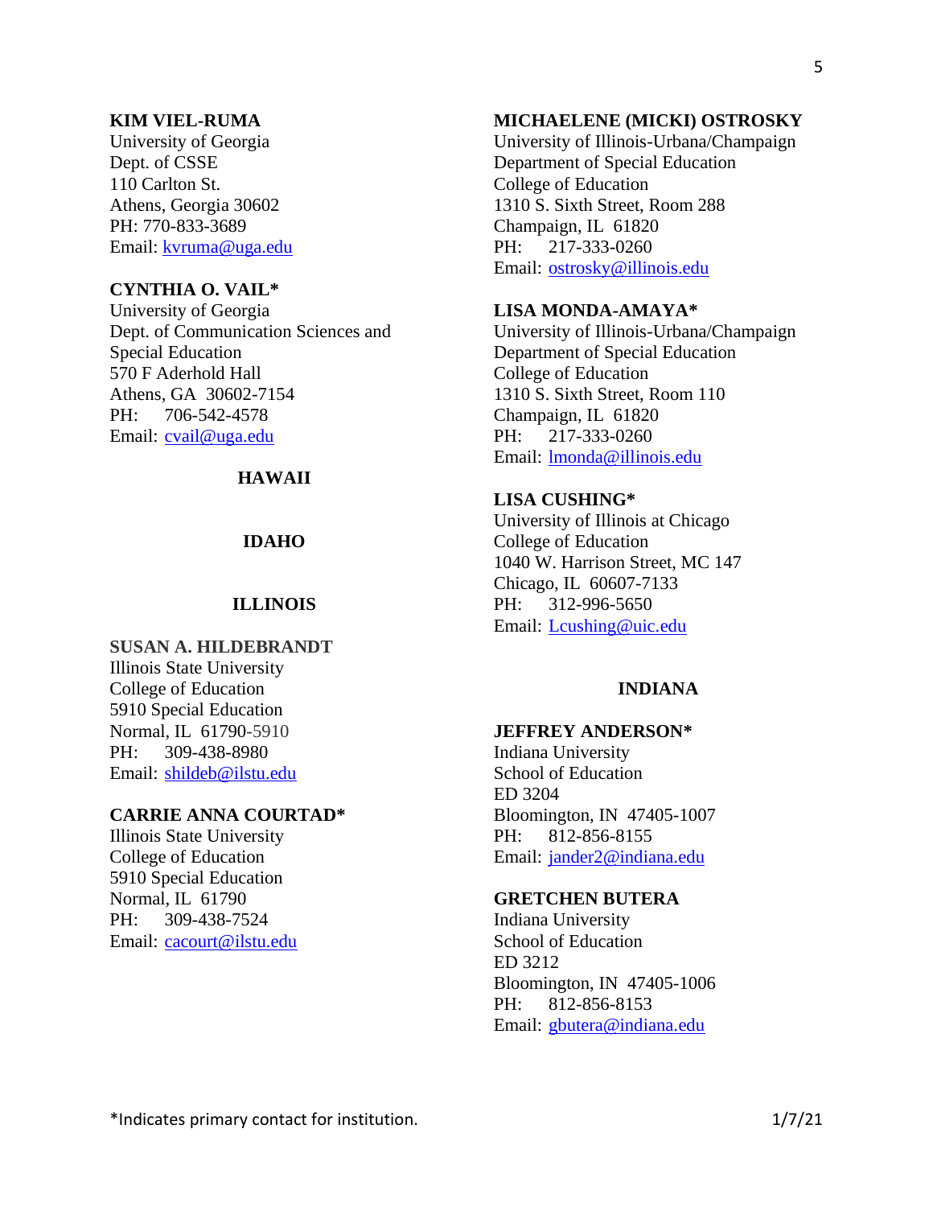**KIM VIEL-RUMA**
University of Georgia
Dept. of CSSE
110 Carlton St.
Athens, Georgia 30602
PH: 770-833-3689
Email: kvruma@uga.edu

**CYNTHIA O. VAIL***
University of Georgia
Dept. of Communication Sciences and Special Education
570 F Aderhold Hall
Athens, GA 30602-7154
PH: 706-542-4578
Email: cvail@uga.edu

## HAWAII

## IDAHO

## ILLINOIS

**SUSAN A. HILDEBRANDT**
Illinois State University
College of Education
5910 Special Education
Normal, IL 61790-5910
PH: 309-438-8980
Email: shildeb@ilstu.edu

**CARRIE ANNA COURTAD***
Illinois State University
College of Education
5910 Special Education
Normal, IL 61790
PH: 309-438-7524
Email: cacourt@ilstu.edu

**MICHAELENE (MICKI) OSTROSKY**
University of Illinois-Urbana/Champaign
Department of Special Education
College of Education
1310 S. Sixth Street, Room 288
Champaign, IL 61820
PH: 217-333-0260
Email: ostrosky@illinois.edu

**LISA MONDA-AMAYA***
University of Illinois-Urbana/Champaign
Department of Special Education
College of Education
1310 S. Sixth Street, Room 110
Champaign, IL 61820
PH: 217-333-0260
Email: lmonda@illinois.edu

**LISA CUSHING***
University of Illinois at Chicago
College of Education
1040 W. Harrison Street, MC 147
Chicago, IL 60607-7133
PH: 312-996-5650
Email: Lcushing@uic.edu

## INDIANA

**JEFFREY ANDERSON***
Indiana University
School of Education
ED 3204
Bloomington, IN 47405-1007
PH: 812-856-8155
Email: jander2@indiana.edu

**GRETCHEN BUTERA**
Indiana University
School of Education
ED 3212
Bloomington, IN 47405-1006
PH: 812-856-8153
Email: gbutera@indiana.edu

*Indicates primary contact for institution.

1/7/21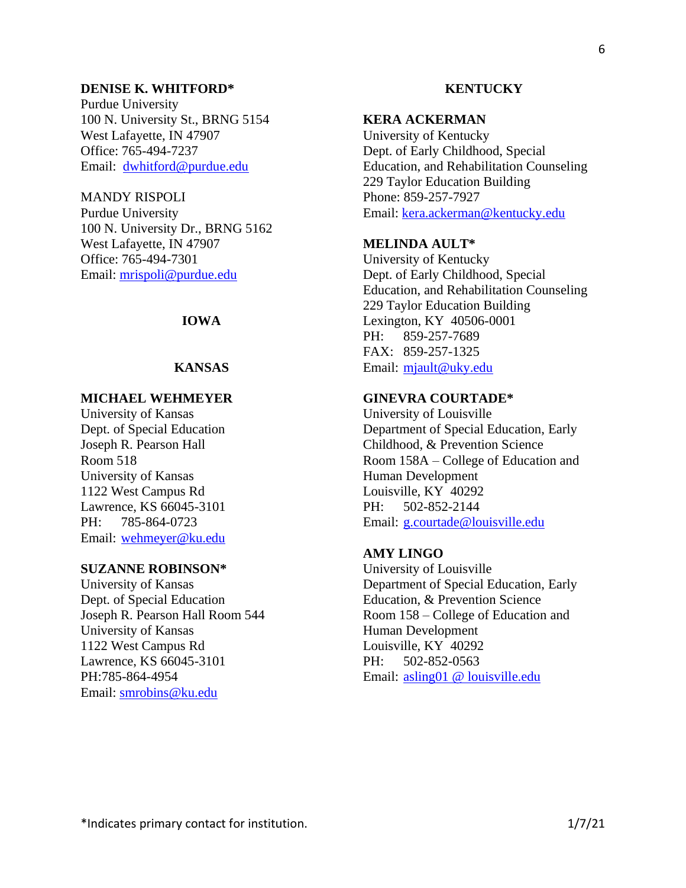**DENISE K. WHITFORD***
Purdue University
100 N. University St., BRNG 5154
West Lafayette, IN 47907
Office: 765-494-7237
Email: dwhitford@purdue.edu

MANDY RISPOLI
Purdue University
100 N. University Dr., BRNG 5162
West Lafayette, IN 47907
Office: 765-494-7301
Email: mrispoli@purdue.edu

## IOWA

## KANSAS

**MICHAEL WEHMEYER**
University of Kansas
Dept. of Special Education
Joseph R. Pearson Hall
Room 518
University of Kansas
1122 West Campus Rd
Lawrence, KS 66045-3101
PH: 785-864-0723
Email: wehmeyer@ku.edu

**SUZANNE ROBINSON***
University of Kansas
Dept. of Special Education
Joseph R. Pearson Hall Room 544
University of Kansas
1122 West Campus Rd
Lawrence, KS 66045-3101
PH:785-864-4954
Email: smrobins@ku.edu

## KENTUCKY

**KERA ACKERMAN**
University of Kentucky
Dept. of Early Childhood, Special Education, and Rehabilitation Counseling
229 Taylor Education Building
Phone: 859-257-7927
Email: kera.ackerman@kentucky.edu

**MELINDA AULT***
University of Kentucky
Dept. of Early Childhood, Special Education, and Rehabilitation Counseling
229 Taylor Education Building
Lexington, KY 40506-0001
PH: 859-257-7689
FAX: 859-257-1325
Email: mjault@uky.edu

**GINEVRA COURTADE***
University of Louisville
Department of Special Education, Early Childhood, & Prevention Science
Room 158A – College of Education and Human Development
Louisville, KY 40292
PH: 502-852-2144
Email: g.courtade@louisville.edu

**AMY LINGO**
University of Louisville
Department of Special Education, Early Education, & Prevention Science
Room 158 – College of Education and Human Development
Louisville, KY 40292
PH: 502-852-0563
Email: asling01 @ louisville.edu

*Indicates primary contact for institution.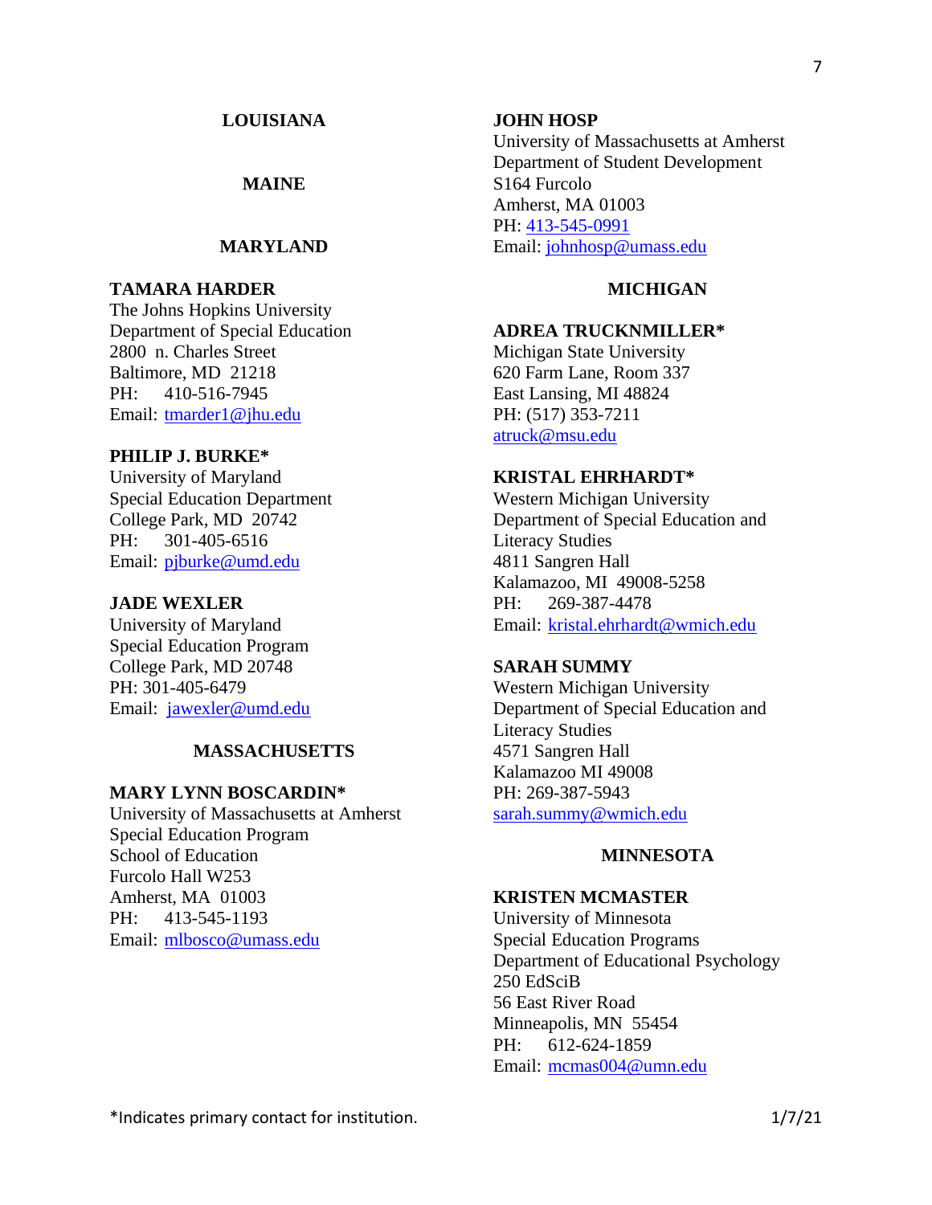## LOUISIANA

## MAINE

## MARYLAND

**TAMARA HARDER**
The Johns Hopkins University
Department of Special Education
2800 n. Charles Street
Baltimore, MD 21218
PH: 410-516-7945
Email: tmarder1@jhu.edu

**PHILIP J. BURKE***
University of Maryland
Special Education Department
College Park, MD 20742
PH: 301-405-6516
Email: pjburke@umd.edu

**JADE WEXLER**
University of Maryland
Special Education Program
College Park, MD 20748
PH: 301-405-6479
Email: jawexler@umd.edu

## MASSACHUSETTS

**MARY LYNN BOSCARDIN***
University of Massachusetts at Amherst
Special Education Program
School of Education
Furcolo Hall W253
Amherst, MA 01003
PH: 413-545-1193
Email: mlbosco@umass.edu

**JOHN HOSP**
University of Massachusetts at Amherst
Department of Student Development
S164 Furcolo
Amherst, MA 01003
PH: 413-545-0991
Email: johnhosp@umass.edu

## MICHIGAN

**ADREA TRUCKNMILLER***
Michigan State University
620 Farm Lane, Room 337
East Lansing, MI 48824
PH: (517) 353-7211
atruck@msu.edu

**KRISTAL EHRHARDT***
Western Michigan University
Department of Special Education and Literacy Studies
4811 Sangren Hall
Kalamazoo, MI 49008-5258
PH: 269-387-4478
Email: kristal.ehrhardt@wmich.edu

**SARAH SUMMY**
Western Michigan University
Department of Special Education and Literacy Studies
4571 Sangren Hall
Kalamazoo MI 49008
PH: 269-387-5943
sarah.summy@wmich.edu

## MINNESOTA

**KRISTEN MCMASTER**
University of Minnesota
Special Education Programs
Department of Educational Psychology
250 EdSciB
56 East River Road
Minneapolis, MN 55454
PH: 612-624-1859
Email: mcmas004@umn.edu

*Indicates primary contact for institution.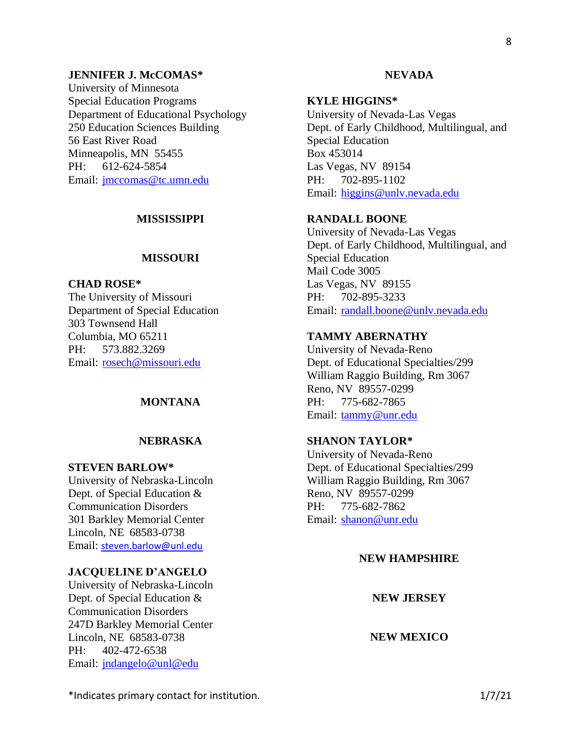**JENNIFER J. McCOMAS***
University of Minnesota
Special Education Programs
Department of Educational Psychology
250 Education Sciences Building
56 East River Road
Minneapolis, MN  55455
PH:    612-624-5854
Email: jmccomas@tc.umn.edu

## MISSISSIPPI

## MISSOURI

**CHAD ROSE***
The University of Missouri
Department of Special Education
303 Townsend Hall
Columbia, MO 65211
PH:    573.882.3269
Email: rosech@missouri.edu

## MONTANA

## NEBRASKA

**STEVEN BARLOW***
University of Nebraska-Lincoln
Dept. of Special Education &
Communication Disorders
301 Barkley Memorial Center
Lincoln, NE  68583-0738
Email: steven.barlow@unl.edu

**JACQUELINE D'ANGELO**
University of Nebraska-Lincoln
Dept. of Special Education &
Communication Disorders
247D Barkley Memorial Center
Lincoln, NE  68583-0738
PH:    402-472-6538
Email: jndangelo@unl@edu

## NEVADA

**KYLE HIGGINS***
University of Nevada-Las Vegas
Dept. of Early Childhood, Multilingual, and
Special Education
Box 453014
Las Vegas, NV  89154
PH:    702-895-1102
Email: higgins@unlv.nevada.edu

**RANDALL BOONE**
University of Nevada-Las Vegas
Dept. of Early Childhood, Multilingual, and
Special Education
Mail Code 3005
Las Vegas, NV  89155
PH:    702-895-3233
Email: randall.boone@unlv.nevada.edu

**TAMMY ABERNATHY**
University of Nevada-Reno
Dept. of Educational Specialties/299
William Raggio Building, Rm 3067
Reno, NV  89557-0299
PH:    775-682-7865
Email: tammy@unr.edu

**SHANON TAYLOR***
University of Nevada-Reno
Dept. of Educational Specialties/299
William Raggio Building, Rm 3067
Reno, NV  89557-0299
PH:    775-682-7862
Email: shanon@unr.edu

## NEW HAMPSHIRE

## NEW JERSEY

## NEW MEXICO

*Indicates primary contact for institution.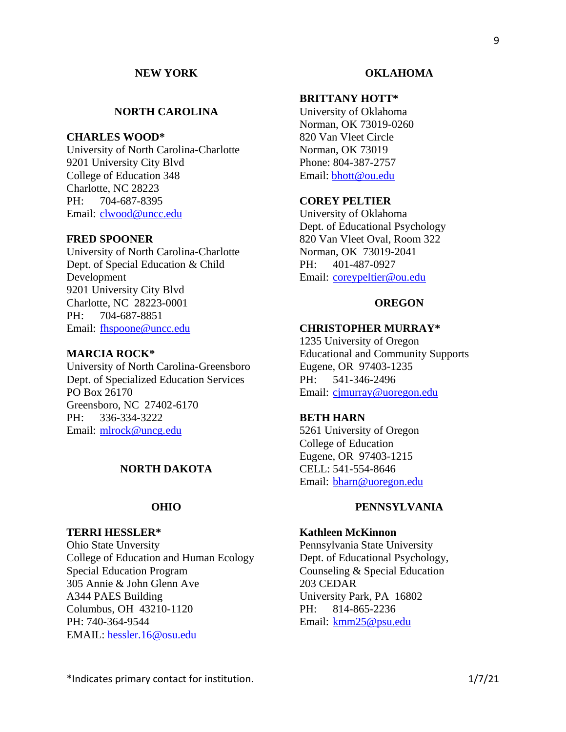## NEW YORK

## NORTH CAROLINA

**CHARLES WOOD***
University of North Carolina-Charlotte
9201 University City Blvd
College of Education 348
Charlotte, NC 28223
PH: 704-687-8395
Email: clwood@uncc.edu

**FRED SPOONER**
University of North Carolina-Charlotte
Dept. of Special Education & Child Development
9201 University City Blvd
Charlotte, NC 28223-0001
PH: 704-687-8851
Email: fhspoone@uncc.edu

**MARCIA ROCK***
University of North Carolina-Greensboro
Dept. of Specialized Education Services
PO Box 26170
Greensboro, NC 27402-6170
PH: 336-334-3222
Email: mlrock@uncg.edu

## NORTH DAKOTA

## OHIO

**TERRI HESSLER***
Ohio State Unversity
College of Education and Human Ecology
Special Education Program
305 Annie & John Glenn Ave
A344 PAES Building
Columbus, OH 43210-1120
PH: 740-364-9544
EMAIL: hessler.16@osu.edu

## OKLAHOMA

**BRITTANY HOTT***
University of Oklahoma
Norman, OK 73019-0260
820 Van Vleet Circle
Norman, OK 73019
Phone: 804-387-2757
Email: bhott@ou.edu

**COREY PELTIER**
University of Oklahoma
Dept. of Educational Psychology
820 Van Vleet Oval, Room 322
Norman, OK 73019-2041
PH: 401-487-0927
Email: coreypeltier@ou.edu

## OREGON

**CHRISTOPHER MURRAY***
1235 University of Oregon
Educational and Community Supports
Eugene, OR 97403-1235
PH: 541-346-2496
Email: cjmurray@uoregon.edu

**BETH HARN**
5261 University of Oregon
College of Education
Eugene, OR 97403-1215
CELL: 541-554-8646
Email: bharn@uoregon.edu

## PENNSYLVANIA

**Kathleen McKinnon**
Pennsylvania State University
Dept. of Educational Psychology, Counseling & Special Education
203 CEDAR
University Park, PA 16802
PH: 814-865-2236
Email: kmm25@psu.edu

*Indicates primary contact for institution.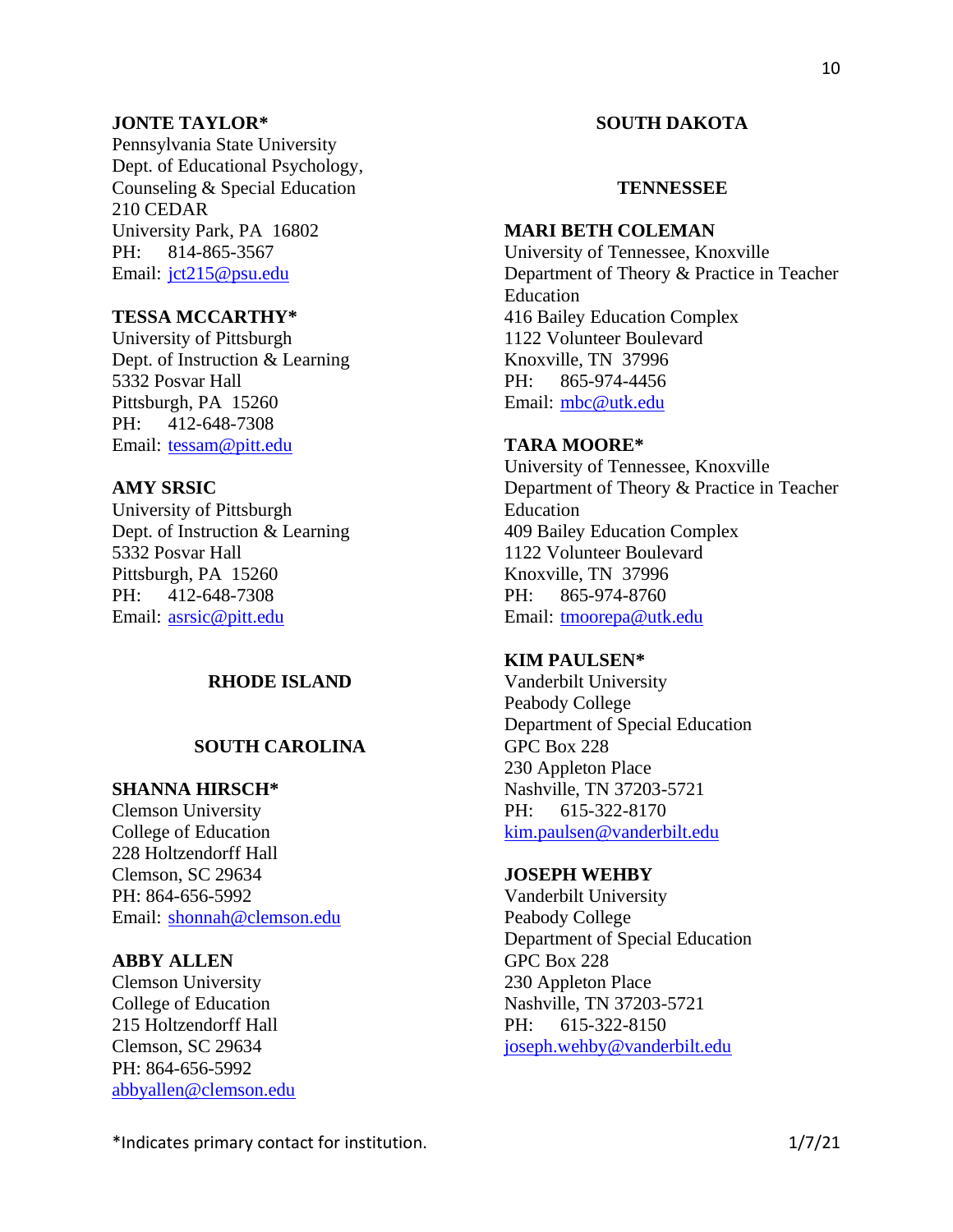**JONTE TAYLOR***
Pennsylvania State University
Dept. of Educational Psychology, Counseling & Special Education
210 CEDAR
University Park, PA 16802
PH: 814-865-3567
Email: jct215@psu.edu

**TESSA MCCARTHY***
University of Pittsburgh
Dept. of Instruction & Learning
5332 Posvar Hall
Pittsburgh, PA 15260
PH: 412-648-7308
Email: tessam@pitt.edu

**AMY SRSIC**
University of Pittsburgh
Dept. of Instruction & Learning
5332 Posvar Hall
Pittsburgh, PA 15260
PH: 412-648-7308
Email: asrsic@pitt.edu

## RHODE ISLAND

## SOUTH CAROLINA

**SHANNA HIRSCH***
Clemson University
College of Education
228 Holtzendorff Hall
Clemson, SC 29634
PH: 864-656-5992
Email: shonnah@clemson.edu

**ABBY ALLEN**
Clemson University
College of Education
215 Holtzendorff Hall
Clemson, SC 29634
PH: 864-656-5992
abbyallen@clemson.edu

## SOUTH DAKOTA

## TENNESSEE

**MARI BETH COLEMAN**
University of Tennessee, Knoxville
Department of Theory & Practice in Teacher Education
416 Bailey Education Complex
1122 Volunteer Boulevard
Knoxville, TN 37996
PH: 865-974-4456
Email: mbc@utk.edu

**TARA MOORE***
University of Tennessee, Knoxville
Department of Theory & Practice in Teacher Education
409 Bailey Education Complex
1122 Volunteer Boulevard
Knoxville, TN 37996
PH: 865-974-8760
Email: tmoorepa@utk.edu

**KIM PAULSEN***
Vanderbilt University
Peabody College
Department of Special Education
GPC Box 228
230 Appleton Place
Nashville, TN 37203-5721
PH: 615-322-8170
kim.paulsen@vanderbilt.edu

**JOSEPH WEHBY**
Vanderbilt University
Peabody College
Department of Special Education
GPC Box 228
230 Appleton Place
Nashville, TN 37203-5721
PH: 615-322-8150
joseph.wehby@vanderbilt.edu

*Indicates primary contact for institution.

1/7/21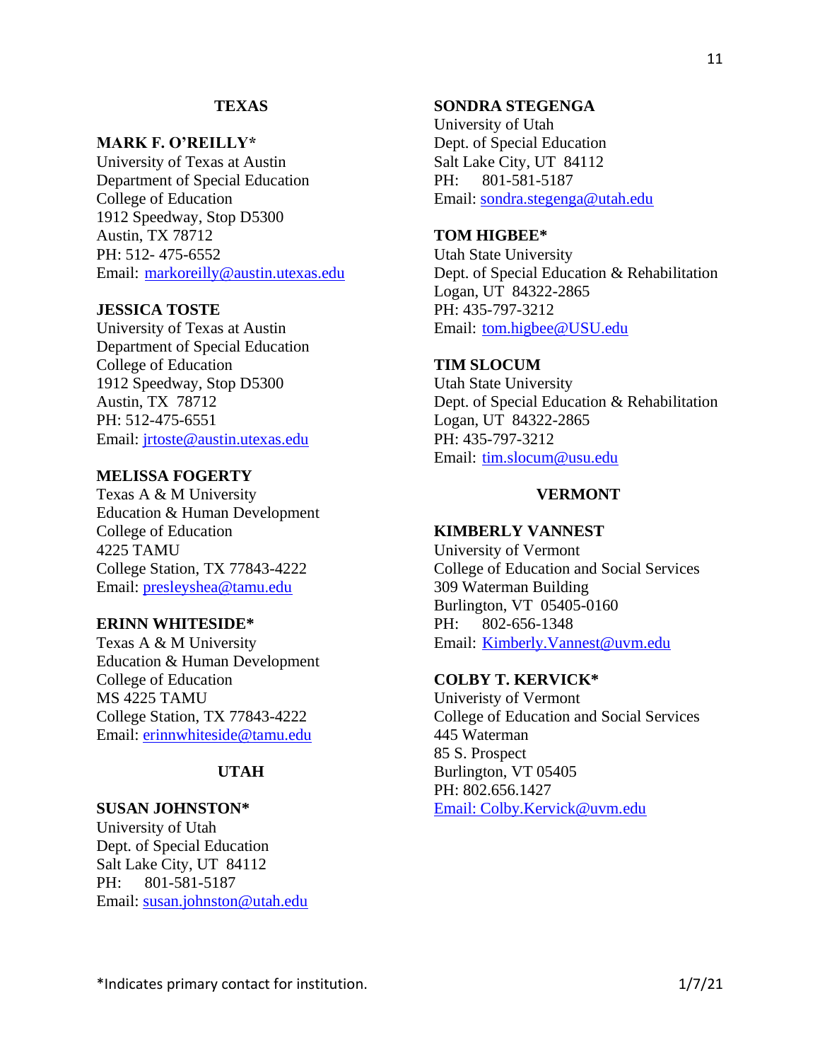## TEXAS

**MARK F. O'REILLY***
University of Texas at Austin
Department of Special Education
College of Education
1912 Speedway, Stop D5300
Austin, TX 78712
PH: 512- 475-6552
Email: markoreilly@austin.utexas.edu

**JESSICA TOSTE**
University of Texas at Austin
Department of Special Education
College of Education
1912 Speedway, Stop D5300
Austin, TX 78712
PH: 512-475-6551
Email: jrtoste@austin.utexas.edu

**MELISSA FOGERTY**
Texas A & M University
Education & Human Development
College of Education
4225 TAMU
College Station, TX 77843-4222
Email: presleyshea@tamu.edu

**ERINN WHITESIDE***
Texas A & M University
Education & Human Development
College of Education
MS 4225 TAMU
College Station, TX 77843-4222
Email: erinnwhiteside@tamu.edu

## UTAH

**SUSAN JOHNSTON***
University of Utah
Dept. of Special Education
Salt Lake City, UT 84112
PH: 801-581-5187
Email: susan.johnston@utah.edu

**SONDRA STEGENGA**
University of Utah
Dept. of Special Education
Salt Lake City, UT 84112
PH: 801-581-5187
Email: sondra.stegenga@utah.edu

**TOM HIGBEE***
Utah State University
Dept. of Special Education & Rehabilitation
Logan, UT 84322-2865
PH: 435-797-3212
Email: tom.higbee@USU.edu

**TIM SLOCUM**
Utah State University
Dept. of Special Education & Rehabilitation
Logan, UT 84322-2865
PH: 435-797-3212
Email: tim.slocum@usu.edu

## VERMONT

**KIMBERLY VANNEST**
University of Vermont
College of Education and Social Services
309 Waterman Building
Burlington, VT 05405-0160
PH: 802-656-1348
Email: Kimberly.Vannest@uvm.edu

**COLBY T. KERVICK***
Univeristy of Vermont
College of Education and Social Services
445 Waterman
85 S. Prospect
Burlington, VT 05405
PH: 802.656.1427
Email: Colby.Kervick@uvm.edu

*Indicates primary contact for institution.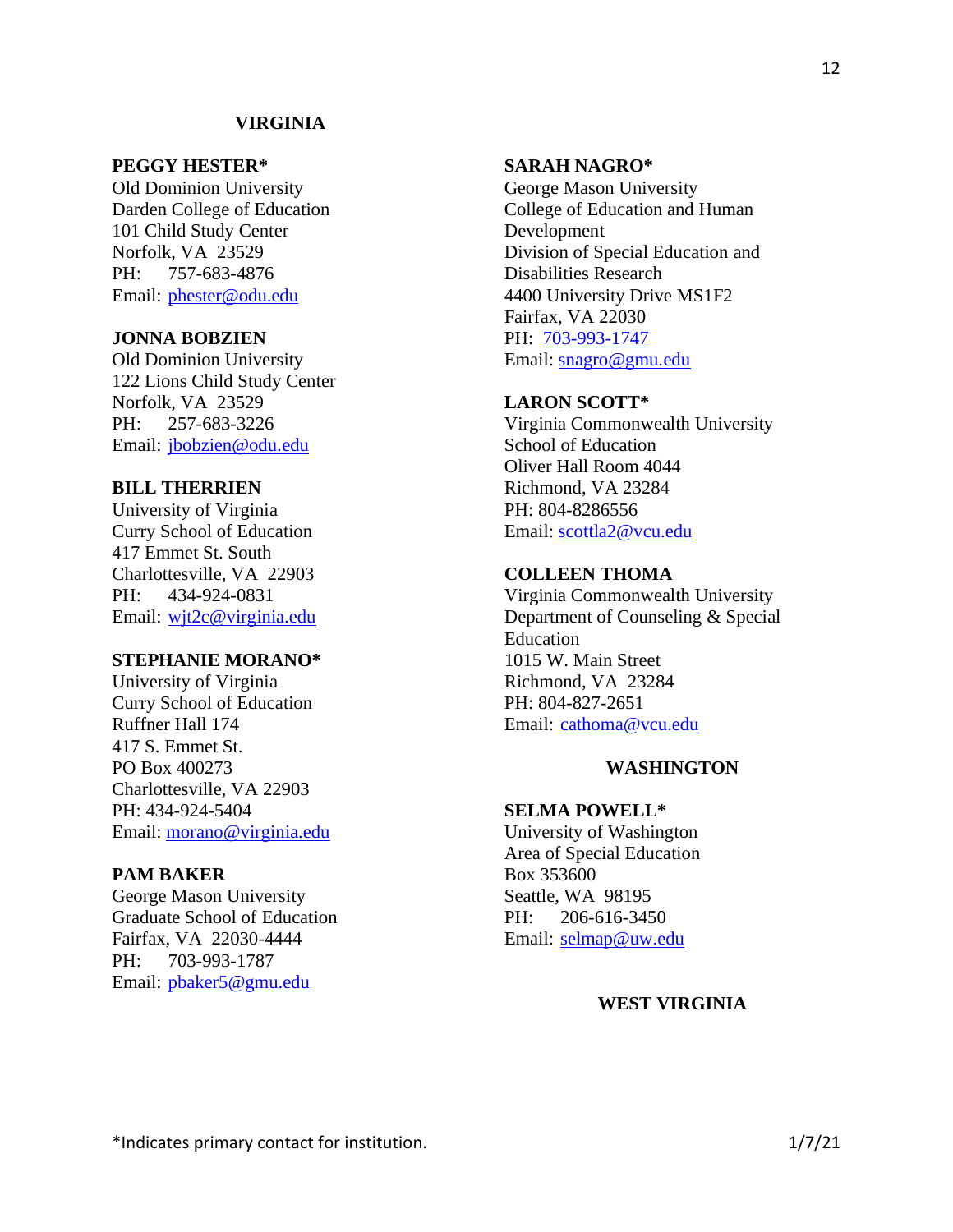## VIRGINIA

**PEGGY HESTER***
Old Dominion University
Darden College of Education
101 Child Study Center
Norfolk, VA 23529
PH: 757-683-4876
Email: phester@odu.edu

**JONNA BOBZIEN**
Old Dominion University
122 Lions Child Study Center
Norfolk, VA 23529
PH: 257-683-3226
Email: jbobzien@odu.edu

**BILL THERRIEN**
University of Virginia
Curry School of Education
417 Emmet St. South
Charlottesville, VA 22903
PH: 434-924-0831
Email: wjt2c@virginia.edu

**STEPHANIE MORANO***
University of Virginia
Curry School of Education
Ruffner Hall 174
417 S. Emmet St.
PO Box 400273
Charlottesville, VA 22903
PH: 434-924-5404
Email: morano@virginia.edu

**PAM BAKER**
George Mason University
Graduate School of Education
Fairfax, VA 22030-4444
PH: 703-993-1787
Email: pbaker5@gmu.edu

**SARAH NAGRO***
George Mason University
College of Education and Human Development
Division of Special Education and Disabilities Research
4400 University Drive MS1F2
Fairfax, VA 22030
PH: 703-993-1747
Email: snagro@gmu.edu

**LARON SCOTT***
Virginia Commonwealth University
School of Education
Oliver Hall Room 4044
Richmond, VA 23284
PH: 804-8286556
Email: scottla2@vcu.edu

**COLLEEN THOMA**
Virginia Commonwealth University
Department of Counseling & Special Education
1015 W. Main Street
Richmond, VA 23284
PH: 804-827-2651
Email: cathoma@vcu.edu

## WASHINGTON

**SELMA POWELL***
University of Washington
Area of Special Education
Box 353600
Seattle, WA 98195
PH: 206-616-3450
Email: selmap@uw.edu

## WEST VIRGINIA

*Indicates primary contact for institution.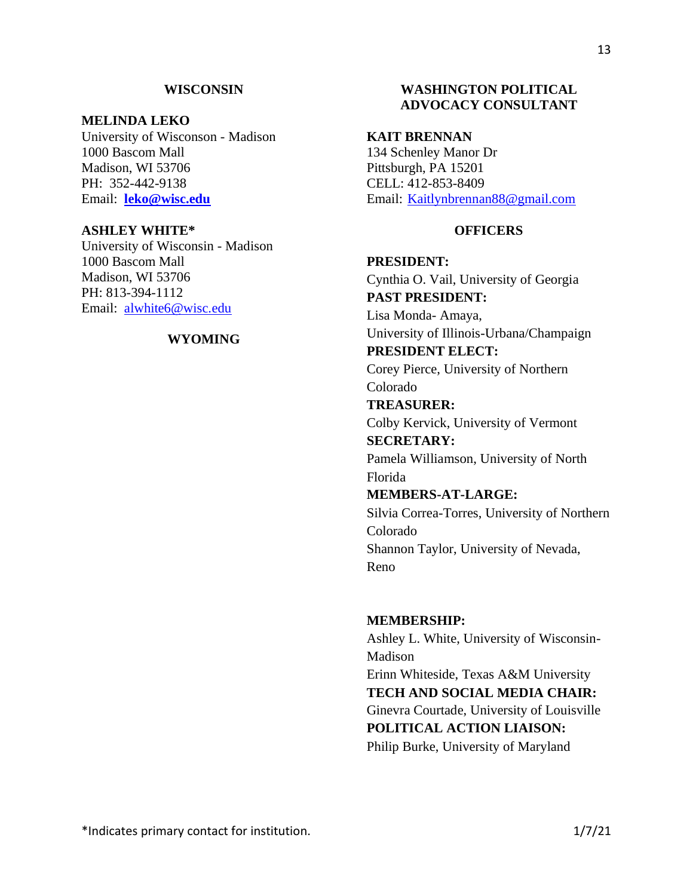**WISCONSIN**

**MELINDA LEKO**
University of Wisconson - Madison
1000 Bascom Mall
Madison, WI 53706
PH: 352-442-9138
Email: **leko@wisc.edu**

**ASHLEY WHITE***
University of Wisconsin - Madison
1000 Bascom Mall
Madison, WI 53706
PH: 813-394-1112
Email: alwhite6@wisc.edu

**WYOMING**

**WASHINGTON POLITICAL ADVOCACY CONSULTANT**

**KAIT BRENNAN**
134 Schenley Manor Dr
Pittsburgh, PA 15201
CELL: 412-853-8409
Email: Kaitlynbrennan88@gmail.com

**OFFICERS**

**PRESIDENT:**
Cynthia O. Vail, University of Georgia
**PAST PRESIDENT:**
Lisa Monda- Amaya,
University of Illinois-Urbana/Champaign
**PRESIDENT ELECT:**
Corey Pierce, University of Northern Colorado
**TREASURER:**
Colby Kervick, University of Vermont
**SECRETARY:**
Pamela Williamson, University of North Florida
**MEMBERS-AT-LARGE:**
Silvia Correa-Torres, University of Northern Colorado
Shannon Taylor, University of Nevada, Reno

**MEMBERSHIP:**
Ashley L. White, University of Wisconsin-Madison
Erinn Whiteside, Texas A&M University
**TECH AND SOCIAL MEDIA CHAIR:**
Ginevra Courtade, University of Louisville
**POLITICAL ACTION LIAISON:**
Philip Burke, University of Maryland

*Indicates primary contact for institution.

1/7/21